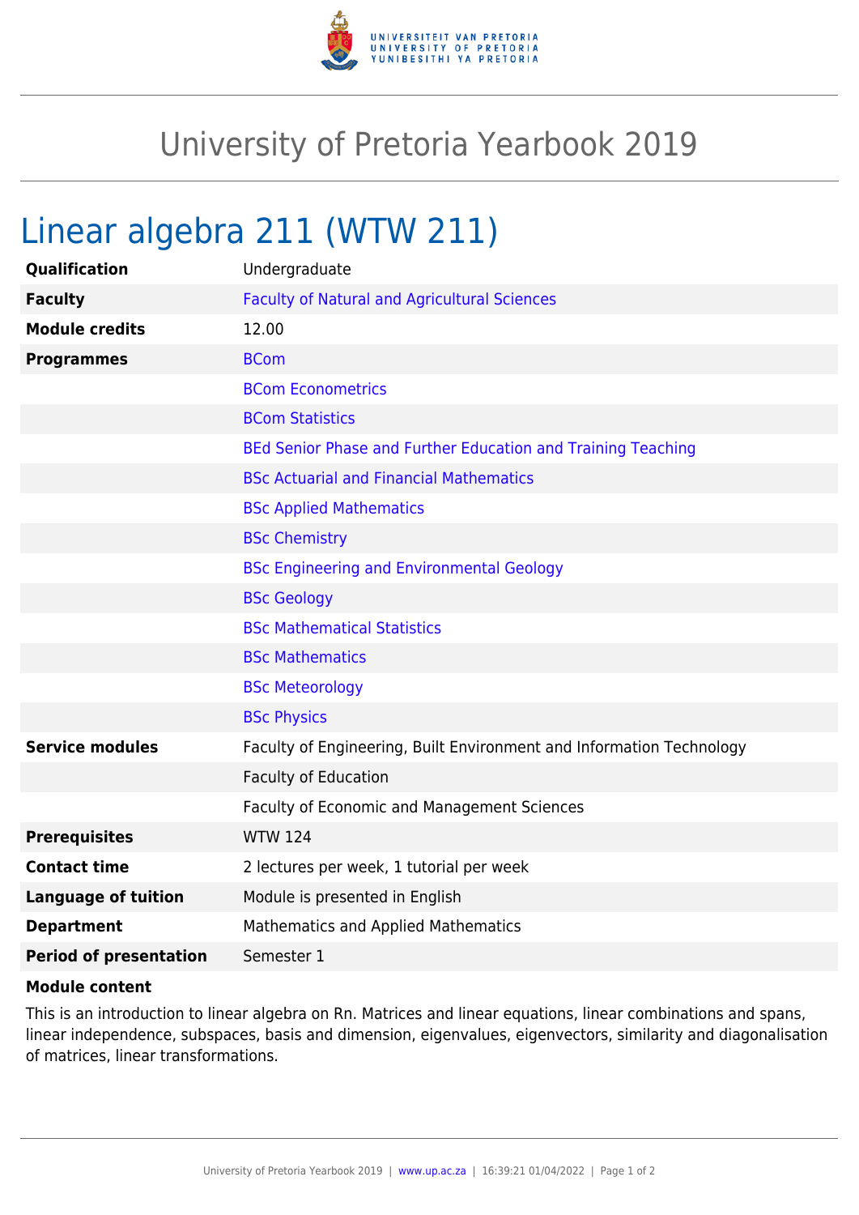# University of Pretoria Yearbook 2019

## Linear algebra 211 (WTW 211)

| | |
|---|---|
| **Qualification** | Undergraduate |
| **Faculty** | Faculty of Natural and Agricultural Sciences |
| **Module credits** | 12.00 |
| **Programmes** | BCom |
| | BCom Econometrics |
| | BCom Statistics |
| | BEd Senior Phase and Further Education and Training Teaching |
| | BSc Actuarial and Financial Mathematics |
| | BSc Applied Mathematics |
| | BSc Chemistry |
| | BSc Engineering and Environmental Geology |
| | BSc Geology |
| | BSc Mathematical Statistics |
| | BSc Mathematics |
| | BSc Meteorology |
| | BSc Physics |
| **Service modules** | Faculty of Engineering, Built Environment and Information Technology |
| | Faculty of Education |
| | Faculty of Economic and Management Sciences |
| **Prerequisites** | WTW 124 |
| **Contact time** | 2 lectures per week, 1 tutorial per week |
| **Language of tuition** | Module is presented in English |
| **Department** | Mathematics and Applied Mathematics |
| **Period of presentation** | Semester 1 |

**Module content**

This is an introduction to linear algebra on Rn. Matrices and linear equations, linear combinations and spans, linear independence, subspaces, basis and dimension, eigenvalues, eigenvectors, similarity and diagonalisation of matrices, linear transformations.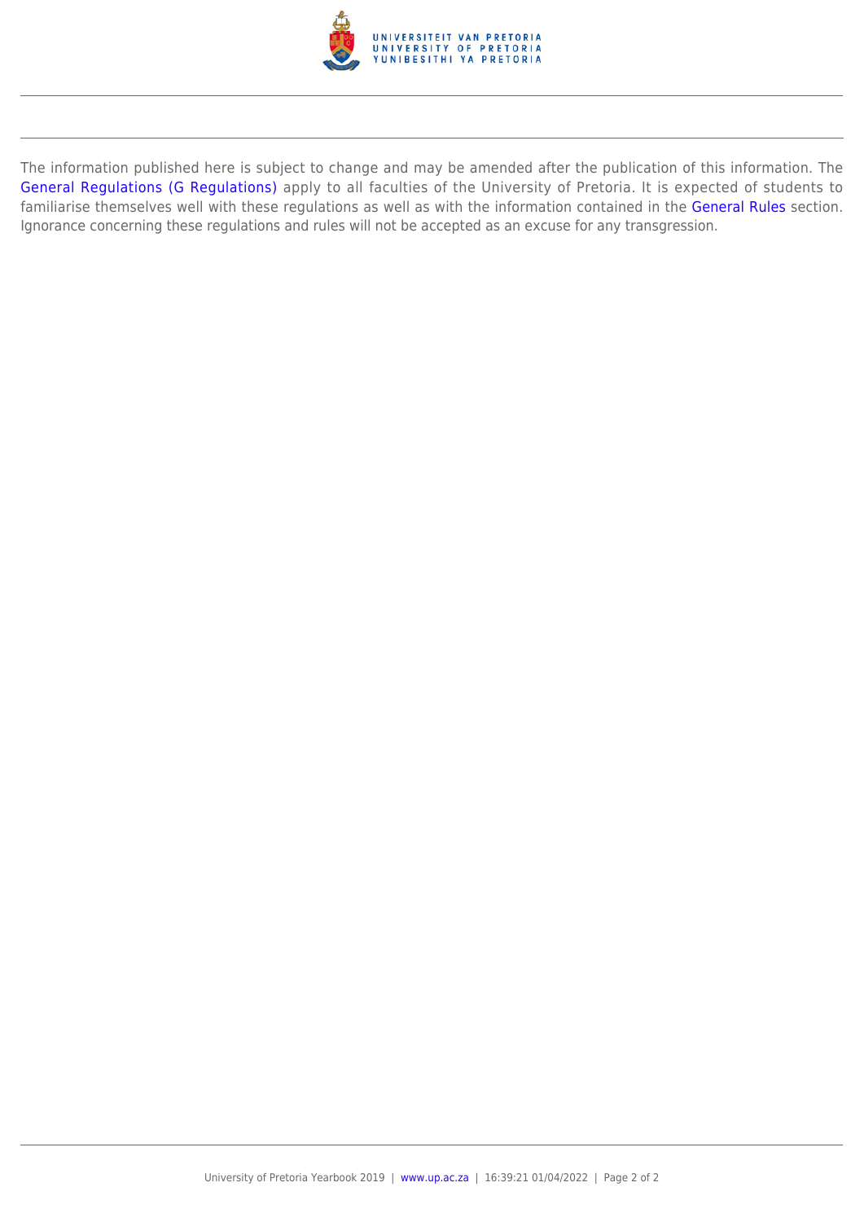The information published here is subject to change and may be amended after the publication of this information. The General Regulations (G Regulations) apply to all faculties of the University of Pretoria. It is expected of students to familiarise themselves well with these regulations as well as with the information contained in the General Rules section. Ignorance concerning these regulations and rules will not be accepted as an excuse for any transgression.